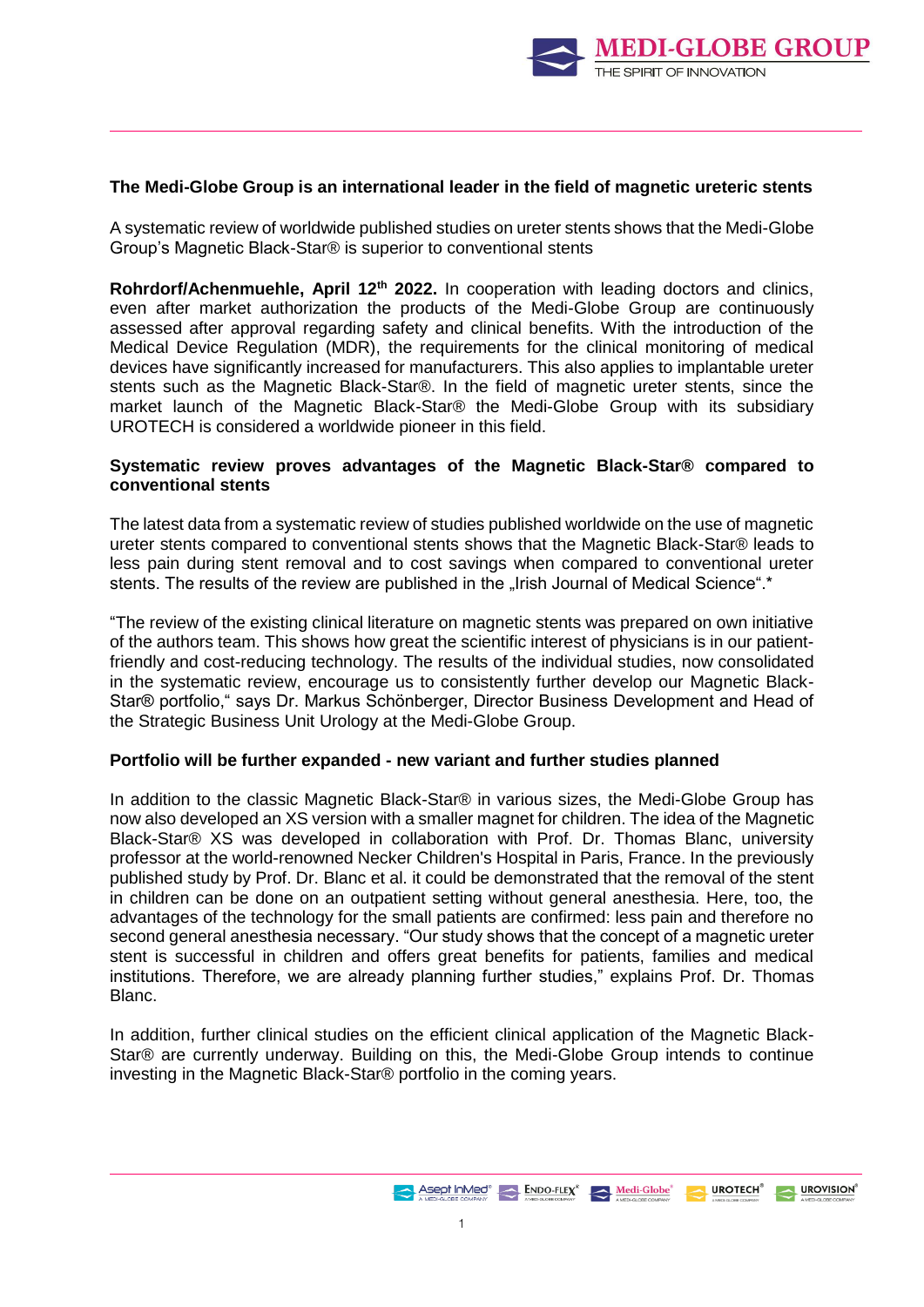**The Medi-Globe Group is an international leader in the field of magnetic ureteric stents**

A systematic review of worldwide published studies on ureter stents shows that the Medi-Globe Group's Magnetic Black-Star® is superior to conventional stents

**Rohrdorf/Achenmuehle, April 12th 2022.** In cooperation with leading doctors and clinics, even after market authorization the products of the Medi-Globe Group are continuously assessed after approval regarding safety and clinical benefits. With the introduction of the Medical Device Regulation (MDR), the requirements for the clinical monitoring of medical devices have significantly increased for manufacturers. This also applies to implantable ureter stents such as the Magnetic Black-Star®. In the field of magnetic ureter stents, since the market launch of the Magnetic Black-Star® the Medi-Globe Group with its subsidiary UROTECH is considered a worldwide pioneer in this field.

**Systematic review proves advantages of the Magnetic Black-Star® compared to conventional stents**

The latest data from a systematic review of studies published worldwide on the use of magnetic ureter stents compared to conventional stents shows that the Magnetic Black-Star® leads to less pain during stent removal and to cost savings when compared to conventional ureter stents. The results of the review are published in the „Irish Journal of Medical Science".*

"The review of the existing clinical literature on magnetic stents was prepared on own initiative of the authors team. This shows how great the scientific interest of physicians is in our patient-friendly and cost-reducing technology. The results of the individual studies, now consolidated in the systematic review, encourage us to consistently further develop our Magnetic Black-Star® portfolio," says Dr. Markus Schönberger, Director Business Development and Head of the Strategic Business Unit Urology at the Medi-Globe Group.

**Portfolio will be further expanded - new variant and further studies planned**

In addition to the classic Magnetic Black-Star® in various sizes, the Medi-Globe Group has now also developed an XS version with a smaller magnet for children. The idea of the Magnetic Black-Star® XS was developed in collaboration with Prof. Dr. Thomas Blanc, university professor at the world-renowned Necker Children's Hospital in Paris, France. In the previously published study by Prof. Dr. Blanc et al. it could be demonstrated that the removal of the stent in children can be done on an outpatient setting without general anesthesia. Here, too, the advantages of the technology for the small patients are confirmed: less pain and therefore no second general anesthesia necessary. "Our study shows that the concept of a magnetic ureter stent is successful in children and offers great benefits for patients, families and medical institutions. Therefore, we are already planning further studies," explains Prof. Dr. Thomas Blanc.

In addition, further clinical studies on the efficient clinical application of the Magnetic Black-Star® are currently underway. Building on this, the Medi-Globe Group intends to continue investing in the Magnetic Black-Star® portfolio in the coming years.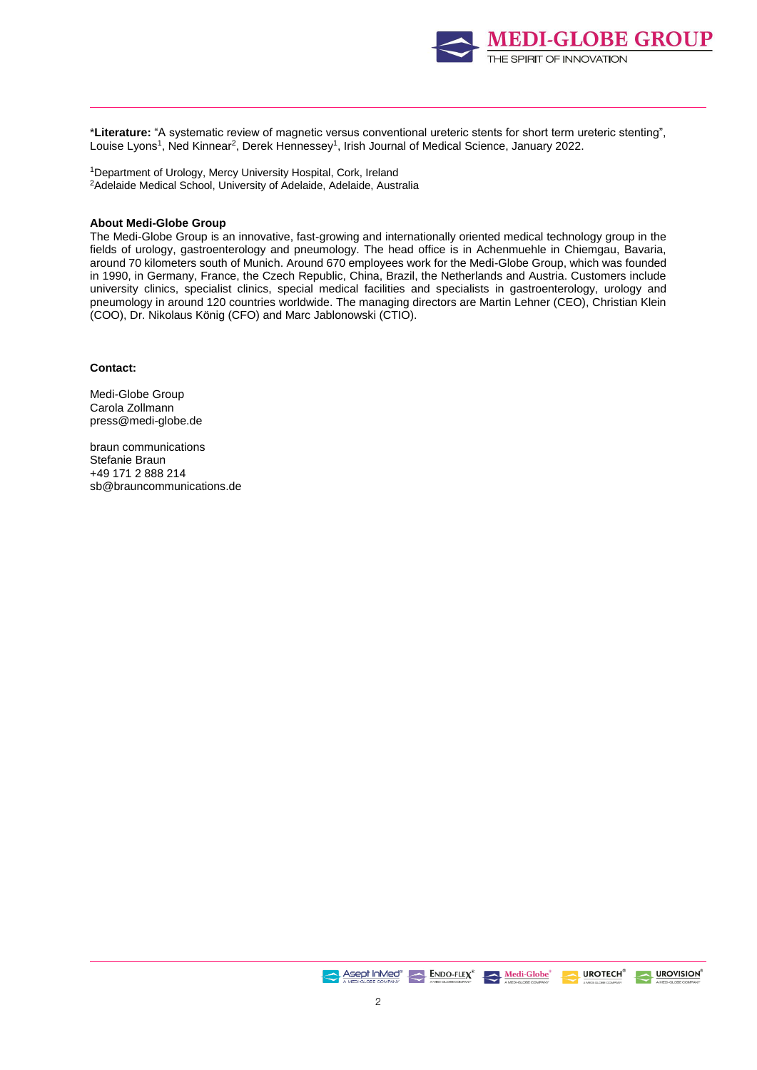***Literature:** “A systematic review of magnetic versus conventional ureteric stents for short term ureteric stenting”, Louise Lyons[1], Ned Kinnear[2], Derek Hennessey[1], Irish Journal of Medical Science, January 2022.

[1]Department of Urology, Mercy University Hospital, Cork, Ireland
[2]Adelaide Medical School, University of Adelaide, Adelaide, Australia

**About Medi-Globe Group**

The Medi-Globe Group is an innovative, fast-growing and internationally oriented medical technology group in the fields of urology, gastroenterology and pneumology. The head office is in Achenmuehle in Chiemgau, Bavaria, around 70 kilometers south of Munich. Around 670 employees work for the Medi-Globe Group, which was founded in 1990, in Germany, France, the Czech Republic, China, Brazil, the Netherlands and Austria. Customers include university clinics, specialist clinics, special medical facilities and specialists in gastroenterology, urology and pneumology in around 120 countries worldwide. The managing directors are Martin Lehner (CEO), Christian Klein (COO), Dr. Nikolaus König (CFO) and Marc Jablonowski (CTIO).

**Contact:**

Medi-Globe Group
Carola Zollmann
press@medi-globe.de

braun communications
Stefanie Braun
+49 171 2 888 214
sb@brauncommunications.de